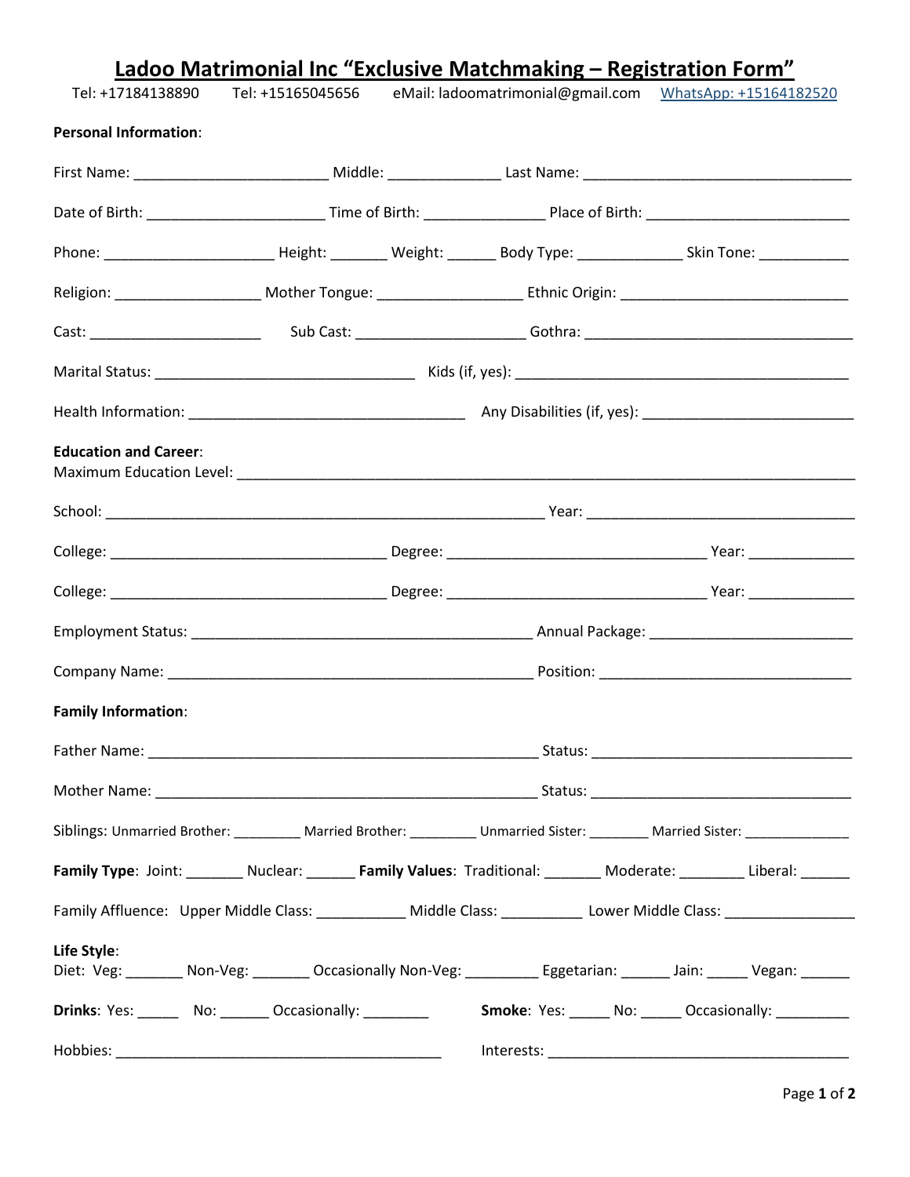# Ladoo Matrimonial Inc "Exclusive Matchmaking – Registration Form"

Tel: +17184138890 Tel: +15165045656 eMail: ladoomatrimonial@gmail.com WhatsApp: +15164182520

**Personal Information**:

First Name: ________________________ Middle: ______________ Last Name: _________________________________

Date of Birth: ______________________ Time of Birth: _______________ Place of Birth: _________________________

Phone: _____________________ Height: _______ Weight: ______ Body Type: _____________ Skin Tone: ___________

Religion: __________________ Mother Tongue: __________________ Ethnic Origin: ___________________________

Cast: _____________________ Sub Cast: _____________________ Gothra: _________________________________

Marital Status: ________________________________ Kids (if, yes): _________________________________________

Health Information: __________________________________ Any Disabilities (if, yes): __________________________

**Education and Career**:

Maximum Education Level: _______________________________________________________________________

School: ______________________________________________________ Year: _________________________________

College: __________________________________ Degree: ________________________________ Year: _____________

College: __________________________________ Degree: ________________________________ Year: _____________

Employment Status: __________________________________________ Annual Package: _________________________

Company Name: _____________________________________________ Position: _______________________________

**Family Information**:

Father Name: ________________________________________________ Status: ________________________________

Mother Name: _______________________________________________ Status: ________________________________

Siblings: Unmarried Brother: _________ Married Brother: _________ Unmarried Sister: ________ Married Sister: ______________

**Family Type**: Joint: _______ Nuclear: ______ **Family Values**: Traditional: _______ Moderate: ________ Liberal: ______

Family Affluence: Upper Middle Class: ___________ Middle Class: __________ Lower Middle Class: ________________

**Life Style**:

Diet: Veg: _______ Non-Veg: _______ Occasionally Non-Veg: _________ Eggetarian: ______ Jain: _____ Vegan: ______

**Drinks**: Yes: _____ No: ______ Occasionally: ________ **Smoke**: Yes: _____ No: _____ Occasionally: _________

Hobbies: ________________________________________ Interests: ______________________________________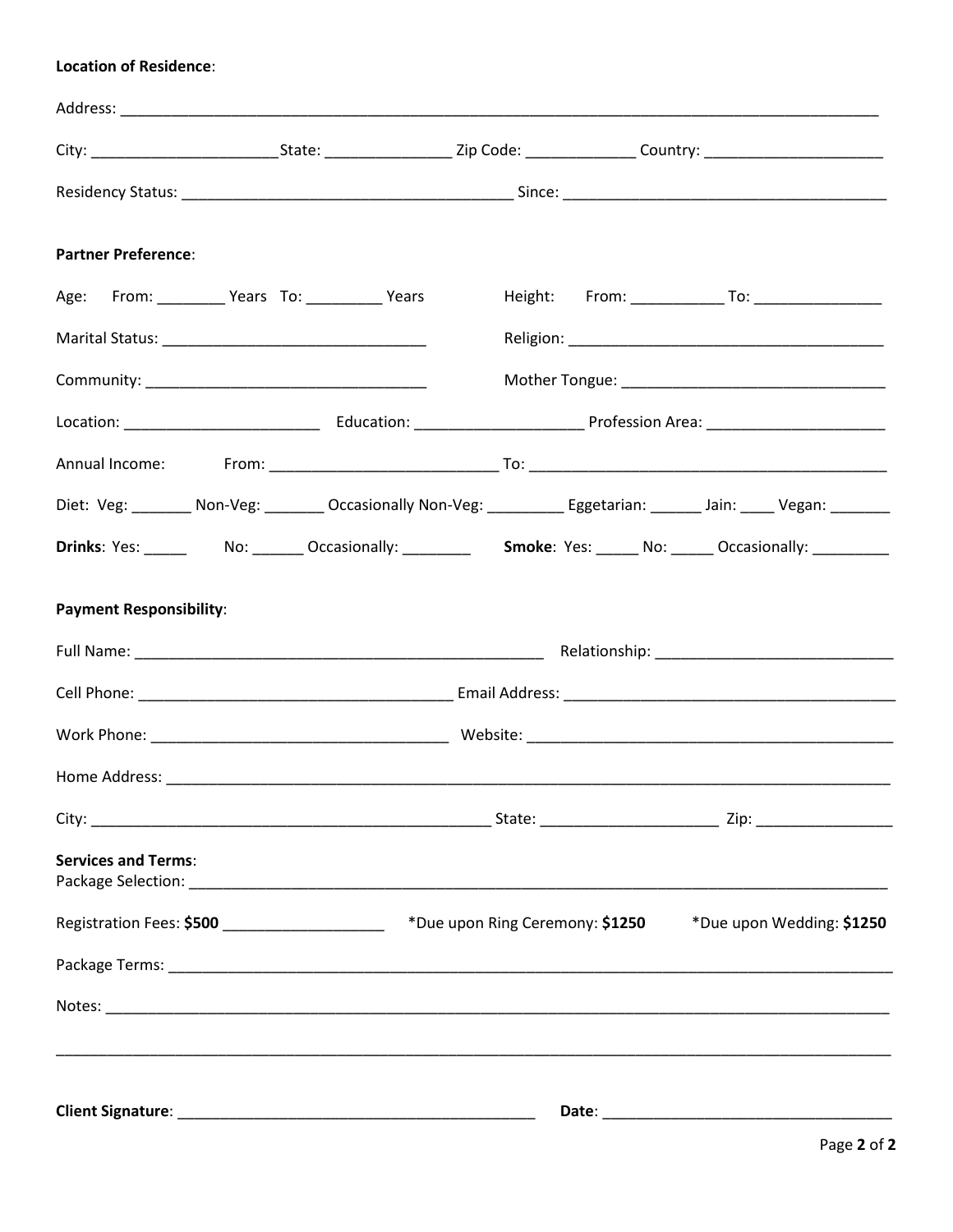**Location of Residence**:

Address: ____________________________________________________________________________________________

City: _____________________State: ______________ Zip Code: ____________ Country: ____________________

Residency Status: _____________________________________ Since: _____________________________________

**Partner Preference**:

Age: From: ________ Years To: _________ Years Height: From: ___________ To: _______________

Marital Status: ______________________________ Religion: ____________________________________

Community: _________________________________ Mother Tongue: ______________________________

Location: ______________________ Education: ___________________ Profession Area: ____________________

Annual Income: From: __________________________ To: _________________________________________

Diet: Veg: _______ Non-Veg: _______ Occasionally Non-Veg: _________ Eggetarian: ______ Jain: ____ Vegan: _______

**Drinks**: Yes: _____ No: ______ Occasionally: ________ **Smoke**: Yes: _____ No: _____ Occasionally: _________

**Payment Responsibility**:

Full Name: _______________________________________________ Relationship: ___________________________

Cell Phone: ____________________________________ Email Address: ______________________________________

Work Phone: __________________________________ Website: ___________________________________________

Home Address: ______________________________________________________________________________________

City: _______________________________________________ State: ____________________ Zip: _______________

**Services and Terms**:
Package Selection: __________________________________________________________________________________

Registration Fees: **$500** ___________________ *Due upon Ring Ceremony: **$1250** *Due upon Wedding: **$1250**

Package Terms: _____________________________________________________________________________________

Notes: _____________________________________________________________________________________________

____________________________________________________________________________________________________

**Client Signature**: __________________________________________ **Date**: __________________________________